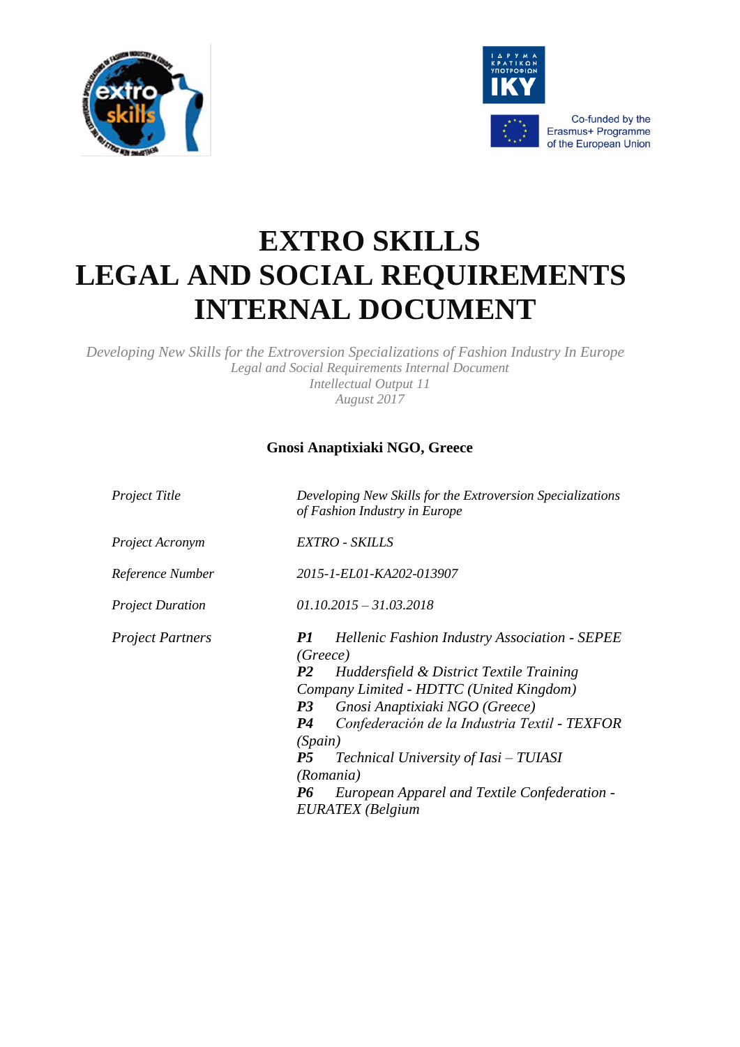Co-funded by the Erasmus+ Programme of the European Union

# EXTRO SKILLS
# LEGAL AND SOCIAL REQUIREMENTS
# INTERNAL DOCUMENT

*Developing New Skills for the Extroversion Specializations of Fashion Industry In Europe*
*Legal and Social Requirements Internal Document*
*Intellectual Output 11*
*August 2017*

**Gnosi Anaptixiaki NGO, Greece**

| | |
|---|---|
| *Project Title* | *Developing New Skills for the Extroversion Specializations of Fashion Industry in Europe* |
| *Project Acronym* | *EXTRO - SKILLS* |
| *Reference Number* | *2015-1-EL01-KA202-013907* |
| *Project Duration* | *01.10.2015 – 31.03.2018* |
| *Project Partners* | ***P1*** *Hellenic Fashion Industry Association - SEPEE (Greece)*<br>***P2*** *Huddersfield & District Textile Training Company Limited - HDTTC (United Kingdom)*<br>***P3*** *Gnosi Anaptixiaki NGO (Greece)*<br>***P4*** *Confederación de la Industria Textil - TEXFOR (Spain)*<br>***P5*** *Technical University of Iasi – TUIASI (Romania)*<br>***P6*** *European Apparel and Textile Confederation - EURATEX (Belgium* |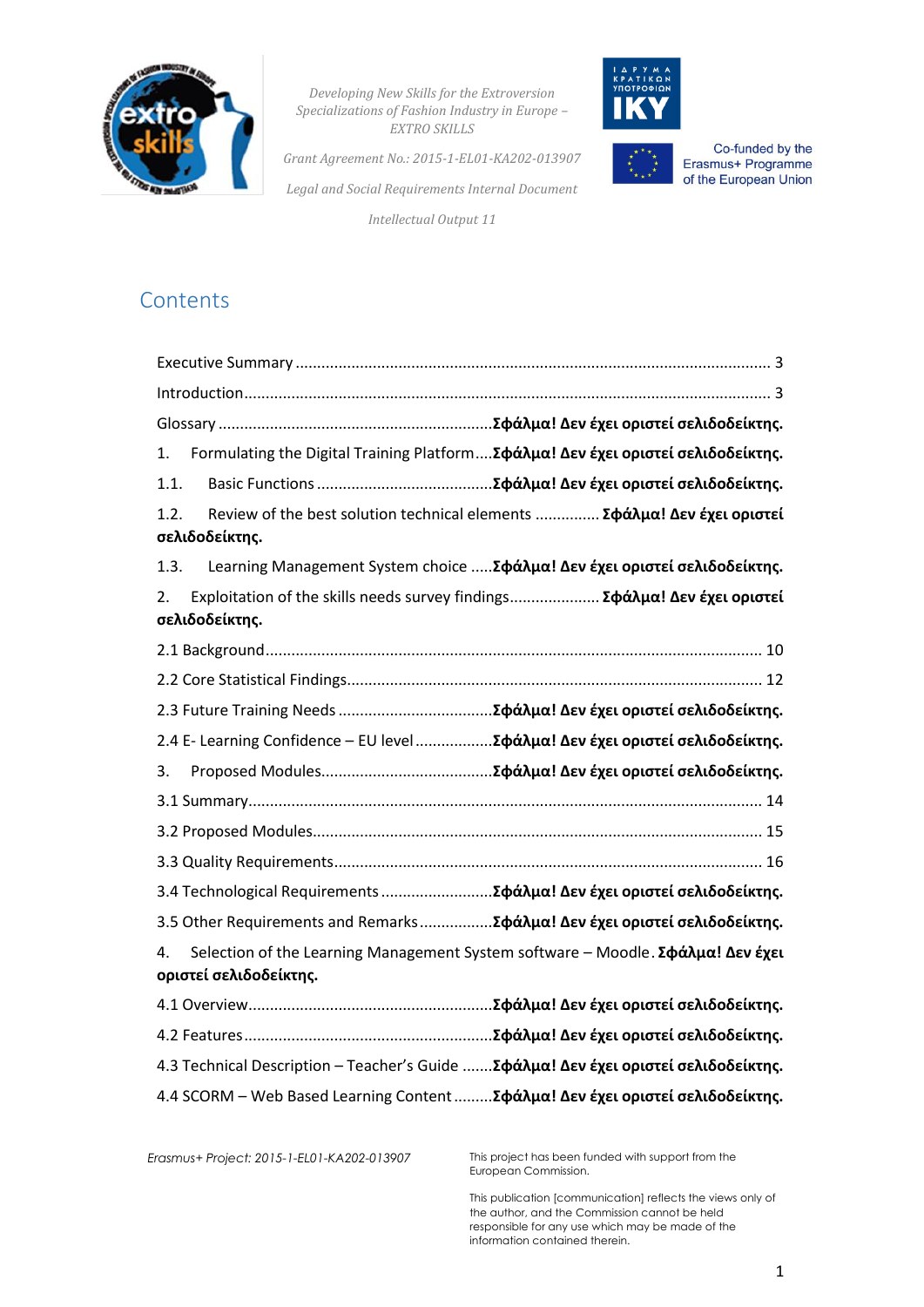# Contents

Executive Summary ............................................................................................................. 3

Introduction......................................................................................................................... 3

Glossary ...............................................................**Σφάλμα! Δεν έχει οριστεί σελιδοδείκτης.**

1. Formulating the Digital Training Platform....**Σφάλμα! Δεν έχει οριστεί σελιδοδείκτης.**

1.1. Basic Functions .........................................**Σφάλμα! Δεν έχει οριστεί σελιδοδείκτης.**

1.2. Review of the best solution technical elements .............. **Σφάλμα! Δεν έχει οριστεί σελιδοδείκτης.**

1.3. Learning Management System choice .....**Σφάλμα! Δεν έχει οριστεί σελιδοδείκτης.**

2. Exploitation of the skills needs survey findings..................... **Σφάλμα! Δεν έχει οριστεί σελιδοδείκτης.**

2.1 Background.................................................................................................................. 10

2.2 Core Statistical Findings................................................................................................ 12

2.3 Future Training Needs ....................................**Σφάλμα! Δεν έχει οριστεί σελιδοδείκτης.**

2.4 E- Learning Confidence – EU level ..................**Σφάλμα! Δεν έχει οριστεί σελιδοδείκτης.**

3. Proposed Modules.......................................**Σφάλμα! Δεν έχει οριστεί σελιδοδείκτης.**

3.1 Summary...................................................................................................................... 14

3.2 Proposed Modules........................................................................................................ 15

3.3 Quality Requirements................................................................................................... 16

3.4 Technological Requirements ..........................**Σφάλμα! Δεν έχει οριστεί σελιδοδείκτης.**

3.5 Other Requirements and Remarks .................**Σφάλμα! Δεν έχει οριστεί σελιδοδείκτης.**

4. Selection of the Learning Management System software – Moodle. **Σφάλμα! Δεν έχει οριστεί σελιδοδείκτης.**

4.1 Overview........................................................**Σφάλμα! Δεν έχει οριστεί σελιδοδείκτης.**

4.2 Features .........................................................**Σφάλμα! Δεν έχει οριστεί σελιδοδείκτης.**

4.3 Technical Description – Teacher's Guide .......**Σφάλμα! Δεν έχει οριστεί σελιδοδείκτης.**

4.4 SCORM – Web Based Learning Content .........**Σφάλμα! Δεν έχει οριστεί σελιδοδείκτης.**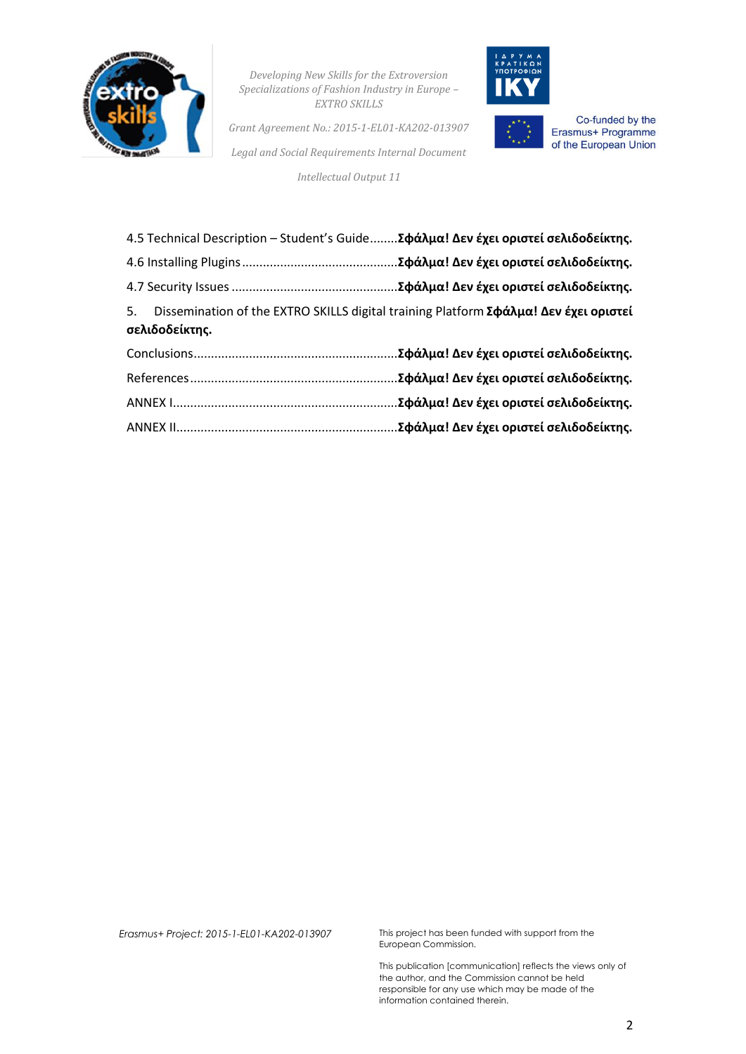4.5 Technical Description – Student's Guide........**Σφάλμα! Δεν έχει οριστεί σελιδοδείκτης.**

4.6 Installing Plugins.............................................**Σφάλμα! Δεν έχει οριστεί σελιδοδείκτης.**

4.7 Security Issues ................................................**Σφάλμα! Δεν έχει οριστεί σελιδοδείκτης.**

5. Dissemination of the EXTRO SKILLS digital training Platform **Σφάλμα! Δεν έχει οριστεί σελιδοδείκτης.**

Conclusions...........................................................**Σφάλμα! Δεν έχει οριστεί σελιδοδείκτης.**

References............................................................**Σφάλμα! Δεν έχει οριστεί σελιδοδείκτης.**

ANNEX I.................................................................**Σφάλμα! Δεν έχει οριστεί σελιδοδείκτης.**

ANNEX II................................................................**Σφάλμα! Δεν έχει οριστεί σελιδοδείκτης.**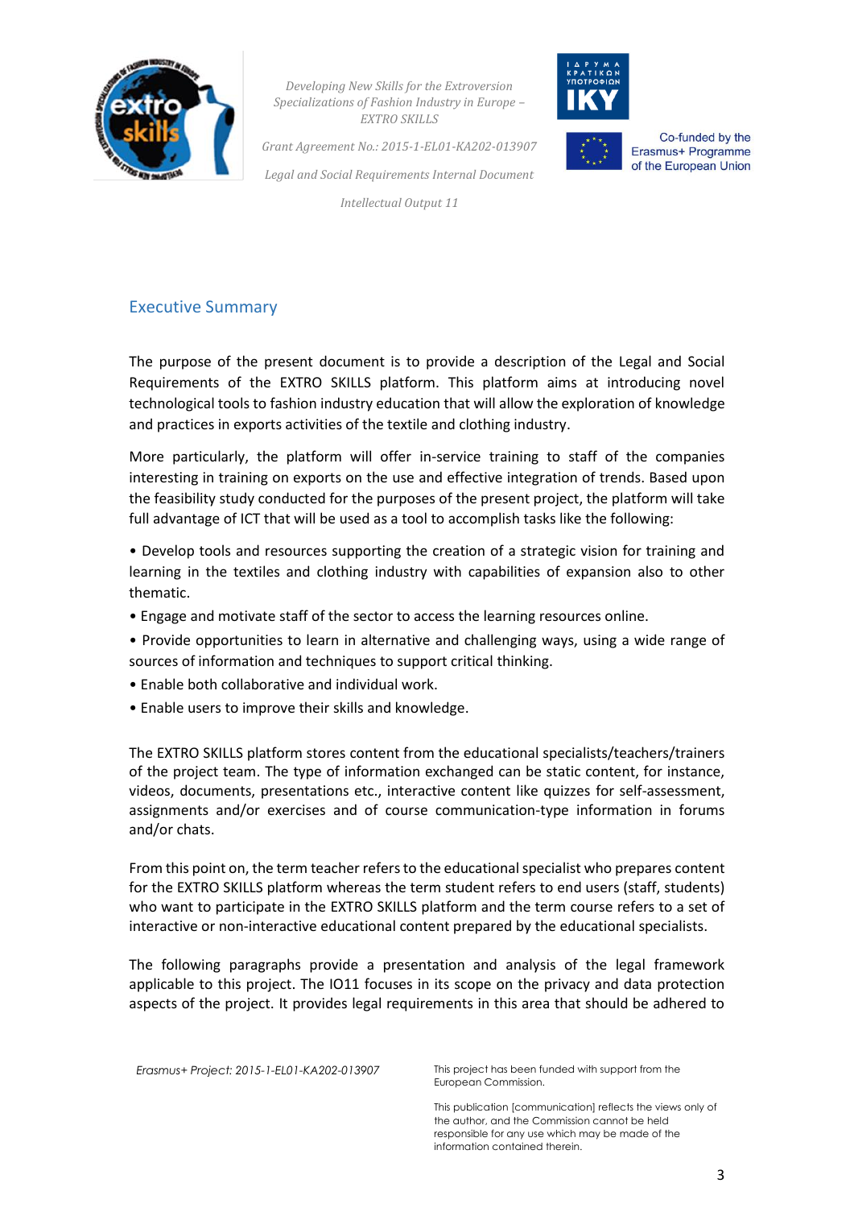## Executive Summary

The purpose of the present document is to provide a description of the Legal and Social Requirements of the EXTRO SKILLS platform. This platform aims at introducing novel technological tools to fashion industry education that will allow the exploration of knowledge and practices in exports activities of the textile and clothing industry.

More particularly, the platform will offer in-service training to staff of the companies interesting in training on exports on the use and effective integration of trends. Based upon the feasibility study conducted for the purposes of the present project, the platform will take full advantage of ICT that will be used as a tool to accomplish tasks like the following:

- Develop tools and resources supporting the creation of a strategic vision for training and learning in the textiles and clothing industry with capabilities of expansion also to other thematic.
- Engage and motivate staff of the sector to access the learning resources online.
- Provide opportunities to learn in alternative and challenging ways, using a wide range of sources of information and techniques to support critical thinking.
- Enable both collaborative and individual work.
- Enable users to improve their skills and knowledge.

The EXTRO SKILLS platform stores content from the educational specialists/teachers/trainers of the project team. The type of information exchanged can be static content, for instance, videos, documents, presentations etc., interactive content like quizzes for self-assessment, assignments and/or exercises and of course communication-type information in forums and/or chats.

From this point on, the term teacher refers to the educational specialist who prepares content for the EXTRO SKILLS platform whereas the term student refers to end users (staff, students) who want to participate in the EXTRO SKILLS platform and the term course refers to a set of interactive or non-interactive educational content prepared by the educational specialists.

The following paragraphs provide a presentation and analysis of the legal framework applicable to this project. The IO11 focuses in its scope on the privacy and data protection aspects of the project. It provides legal requirements in this area that should be adhered to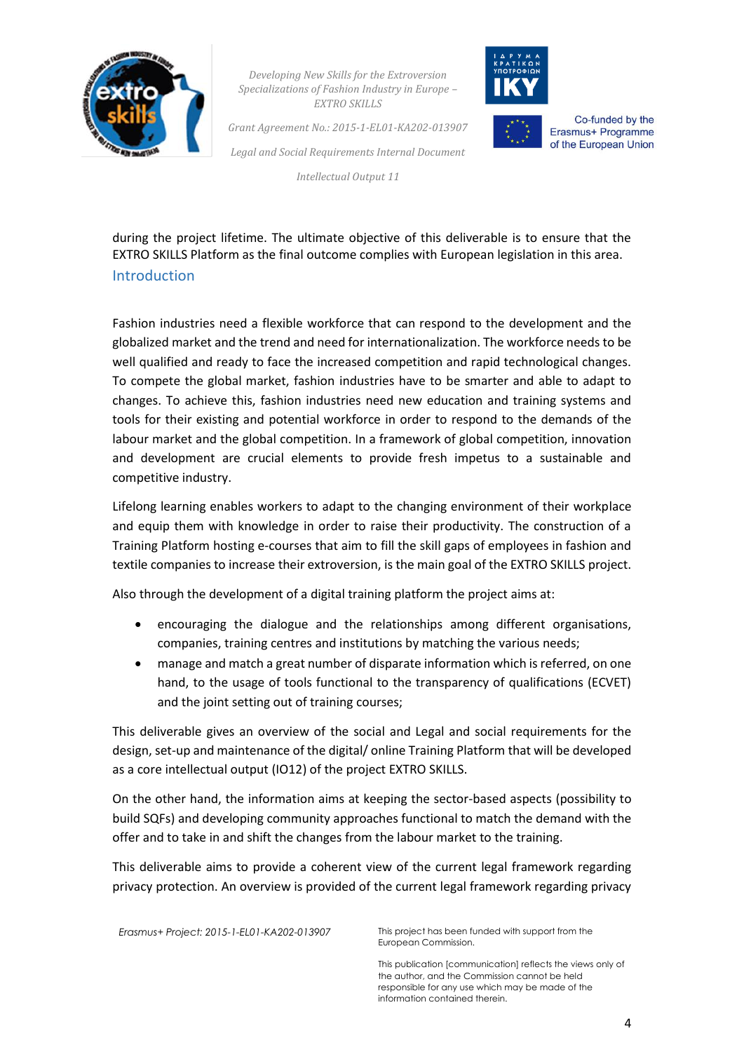during the project lifetime. The ultimate objective of this deliverable is to ensure that the EXTRO SKILLS Platform as the final outcome complies with European legislation in this area.

## Introduction

Fashion industries need a flexible workforce that can respond to the development and the globalized market and the trend and need for internationalization. The workforce needs to be well qualified and ready to face the increased competition and rapid technological changes. To compete the global market, fashion industries have to be smarter and able to adapt to changes. To achieve this, fashion industries need new education and training systems and tools for their existing and potential workforce in order to respond to the demands of the labour market and the global competition. In a framework of global competition, innovation and development are crucial elements to provide fresh impetus to a sustainable and competitive industry.

Lifelong learning enables workers to adapt to the changing environment of their workplace and equip them with knowledge in order to raise their productivity. The construction of a Training Platform hosting e-courses that aim to fill the skill gaps of employees in fashion and textile companies to increase their extroversion, is the main goal of the EXTRO SKILLS project.

Also through the development of a digital training platform the project aims at:

- encouraging the dialogue and the relationships among different organisations, companies, training centres and institutions by matching the various needs;
- manage and match a great number of disparate information which is referred, on one hand, to the usage of tools functional to the transparency of qualifications (ECVET) and the joint setting out of training courses;

This deliverable gives an overview of the social and Legal and social requirements for the design, set-up and maintenance of the digital/ online Training Platform that will be developed as a core intellectual output (IO12) of the project EXTRO SKILLS.

On the other hand, the information aims at keeping the sector-based aspects (possibility to build SQFs) and developing community approaches functional to match the demand with the offer and to take in and shift the changes from the labour market to the training.

This deliverable aims to provide a coherent view of the current legal framework regarding privacy protection. An overview is provided of the current legal framework regarding privacy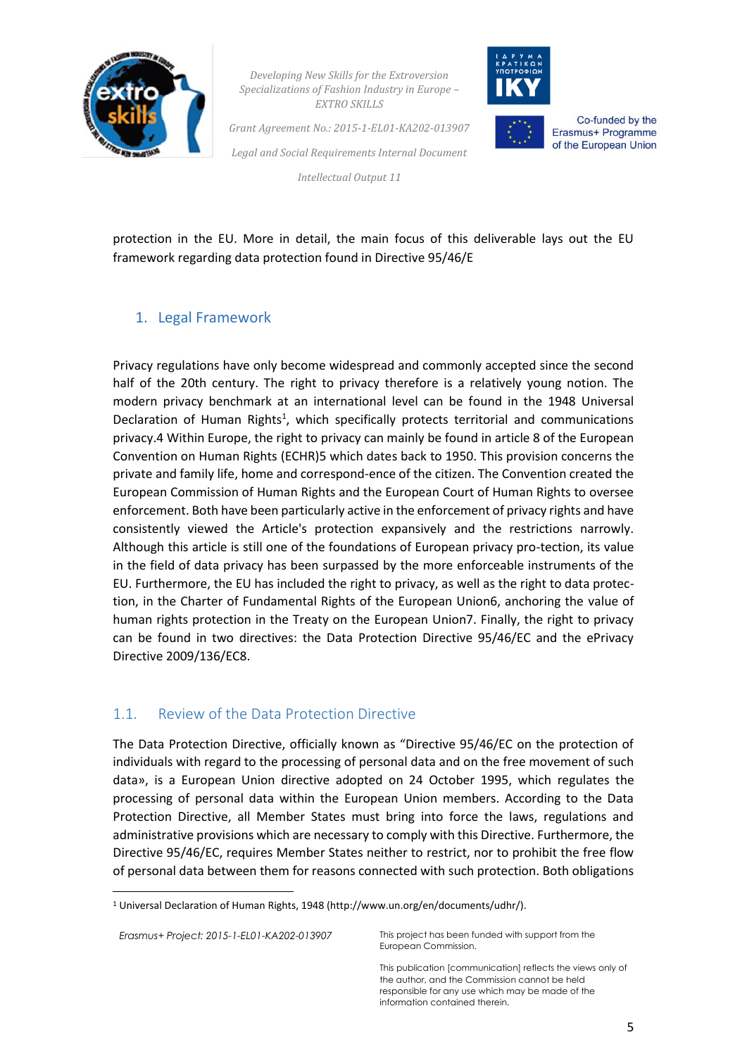protection in the EU. More in detail, the main focus of this deliverable lays out the EU framework regarding data protection found in Directive 95/46/E

## 1. Legal Framework

Privacy regulations have only become widespread and commonly accepted since the second half of the 20th century. The right to privacy therefore is a relatively young notion. The modern privacy benchmark at an international level can be found in the 1948 Universal Declaration of Human Rights[1], which specifically protects territorial and communications privacy.4 Within Europe, the right to privacy can mainly be found in article 8 of the European Convention on Human Rights (ECHR)5 which dates back to 1950. This provision concerns the private and family life, home and correspond-ence of the citizen. The Convention created the European Commission of Human Rights and the European Court of Human Rights to oversee enforcement. Both have been particularly active in the enforcement of privacy rights and have consistently viewed the Article's protection expansively and the restrictions narrowly. Although this article is still one of the foundations of European privacy pro-tection, its value in the field of data privacy has been surpassed by the more enforceable instruments of the EU. Furthermore, the EU has included the right to privacy, as well as the right to data protec-tion, in the Charter of Fundamental Rights of the European Union6, anchoring the value of human rights protection in the Treaty on the European Union7. Finally, the right to privacy can be found in two directives: the Data Protection Directive 95/46/EC and the ePrivacy Directive 2009/136/EC8.

### 1.1. Review of the Data Protection Directive

The Data Protection Directive, officially known as "Directive 95/46/EC on the protection of individuals with regard to the processing of personal data and on the free movement of such data», is a European Union directive adopted on 24 October 1995, which regulates the processing of personal data within the European Union members. According to the Data Protection Directive, all Member States must bring into force the laws, regulations and administrative provisions which are necessary to comply with this Directive. Furthermore, the Directive 95/46/EC, requires Member States neither to restrict, nor to prohibit the free flow of personal data between them for reasons connected with such protection. Both obligations

[1] Universal Declaration of Human Rights, 1948 (http://www.un.org/en/documents/udhr/).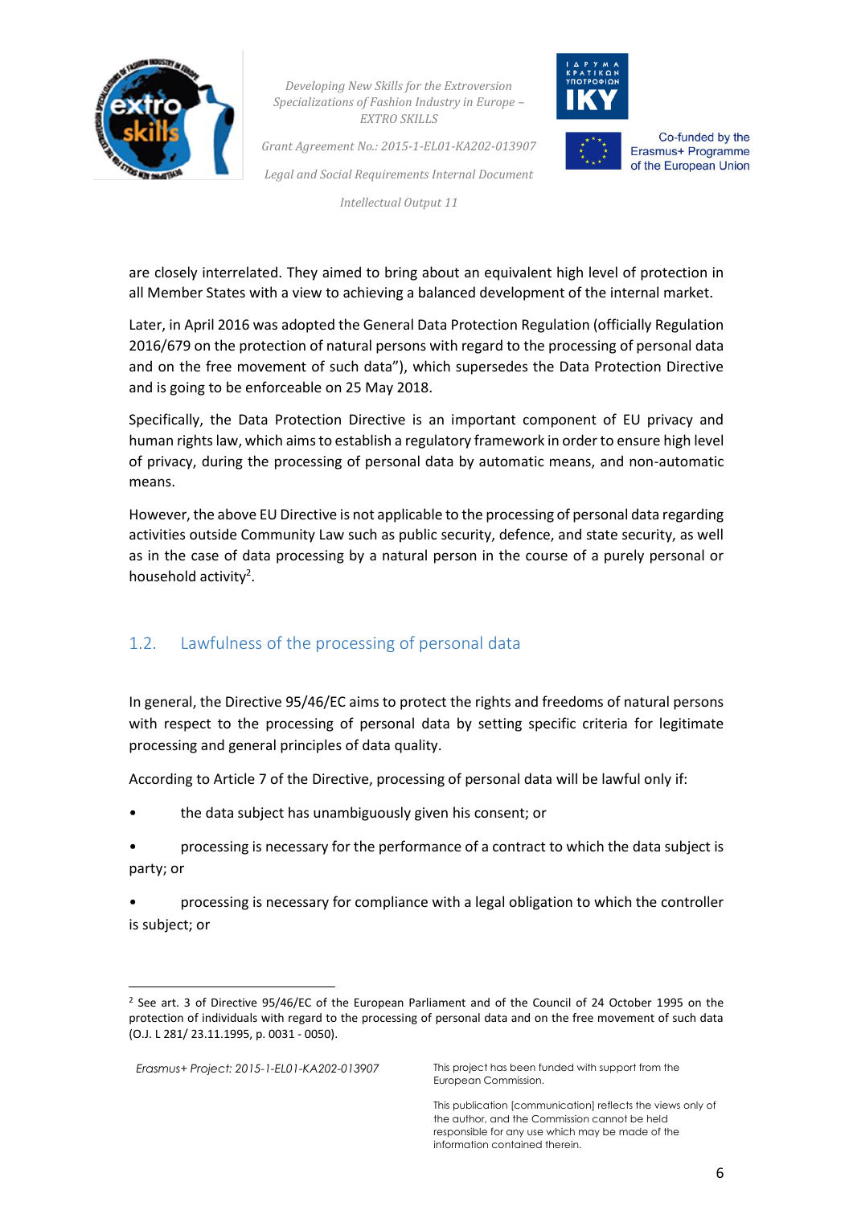are closely interrelated. They aimed to bring about an equivalent high level of protection in all Member States with a view to achieving a balanced development of the internal market.

Later, in April 2016 was adopted the General Data Protection Regulation (officially Regulation 2016/679 on the protection of natural persons with regard to the processing of personal data and on the free movement of such data"), which supersedes the Data Protection Directive and is going to be enforceable on 25 May 2018.

Specifically, the Data Protection Directive is an important component of EU privacy and human rights law, which aims to establish a regulatory framework in order to ensure high level of privacy, during the processing of personal data by automatic means, and non-automatic means.

However, the above EU Directive is not applicable to the processing of personal data regarding activities outside Community Law such as public security, defence, and state security, as well as in the case of data processing by a natural person in the course of a purely personal or household activity[2].

## 1.2. Lawfulness of the processing of personal data

In general, the Directive 95/46/EC aims to protect the rights and freedoms of natural persons with respect to the processing of personal data by setting specific criteria for legitimate processing and general principles of data quality.

According to Article 7 of the Directive, processing of personal data will be lawful only if:

- the data subject has unambiguously given his consent; or
- processing is necessary for the performance of a contract to which the data subject is party; or
- processing is necessary for compliance with a legal obligation to which the controller is subject; or

[2] See art. 3 of Directive 95/46/EC of the European Parliament and of the Council of 24 October 1995 on the protection of individuals with regard to the processing of personal data and on the free movement of such data (O.J. L 281/ 23.11.1995, p. 0031 - 0050).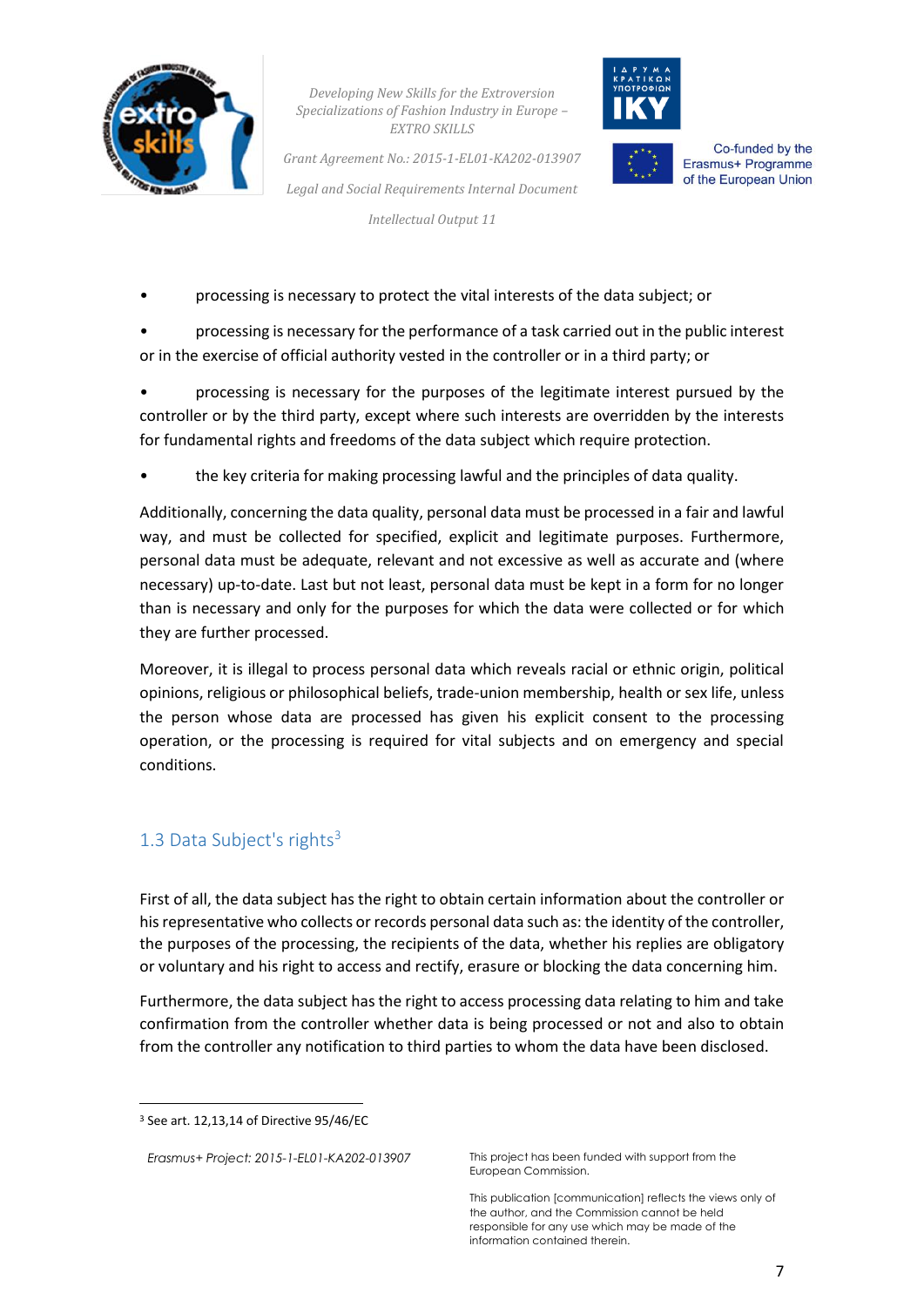- processing is necessary to protect the vital interests of the data subject; or
- processing is necessary for the performance of a task carried out in the public interest or in the exercise of official authority vested in the controller or in a third party; or
- processing is necessary for the purposes of the legitimate interest pursued by the controller or by the third party, except where such interests are overridden by the interests for fundamental rights and freedoms of the data subject which require protection.
- the key criteria for making processing lawful and the principles of data quality.

Additionally, concerning the data quality, personal data must be processed in a fair and lawful way, and must be collected for specified, explicit and legitimate purposes. Furthermore, personal data must be adequate, relevant and not excessive as well as accurate and (where necessary) up-to-date. Last but not least, personal data must be kept in a form for no longer than is necessary and only for the purposes for which the data were collected or for which they are further processed.

Moreover, it is illegal to process personal data which reveals racial or ethnic origin, political opinions, religious or philosophical beliefs, trade-union membership, health or sex life, unless the person whose data are processed has given his explicit consent to the processing operation, or the processing is required for vital subjects and on emergency and special conditions.

## 1.3 Data Subject's rights[3]

First of all, the data subject has the right to obtain certain information about the controller or his representative who collects or records personal data such as: the identity of the controller, the purposes of the processing, the recipients of the data, whether his replies are obligatory or voluntary and his right to access and rectify, erasure or blocking the data concerning him.

Furthermore, the data subject has the right to access processing data relating to him and take confirmation from the controller whether data is being processed or not and also to obtain from the controller any notification to third parties to whom the data have been disclosed.

[3] See art. 12,13,14 of Directive 95/46/EC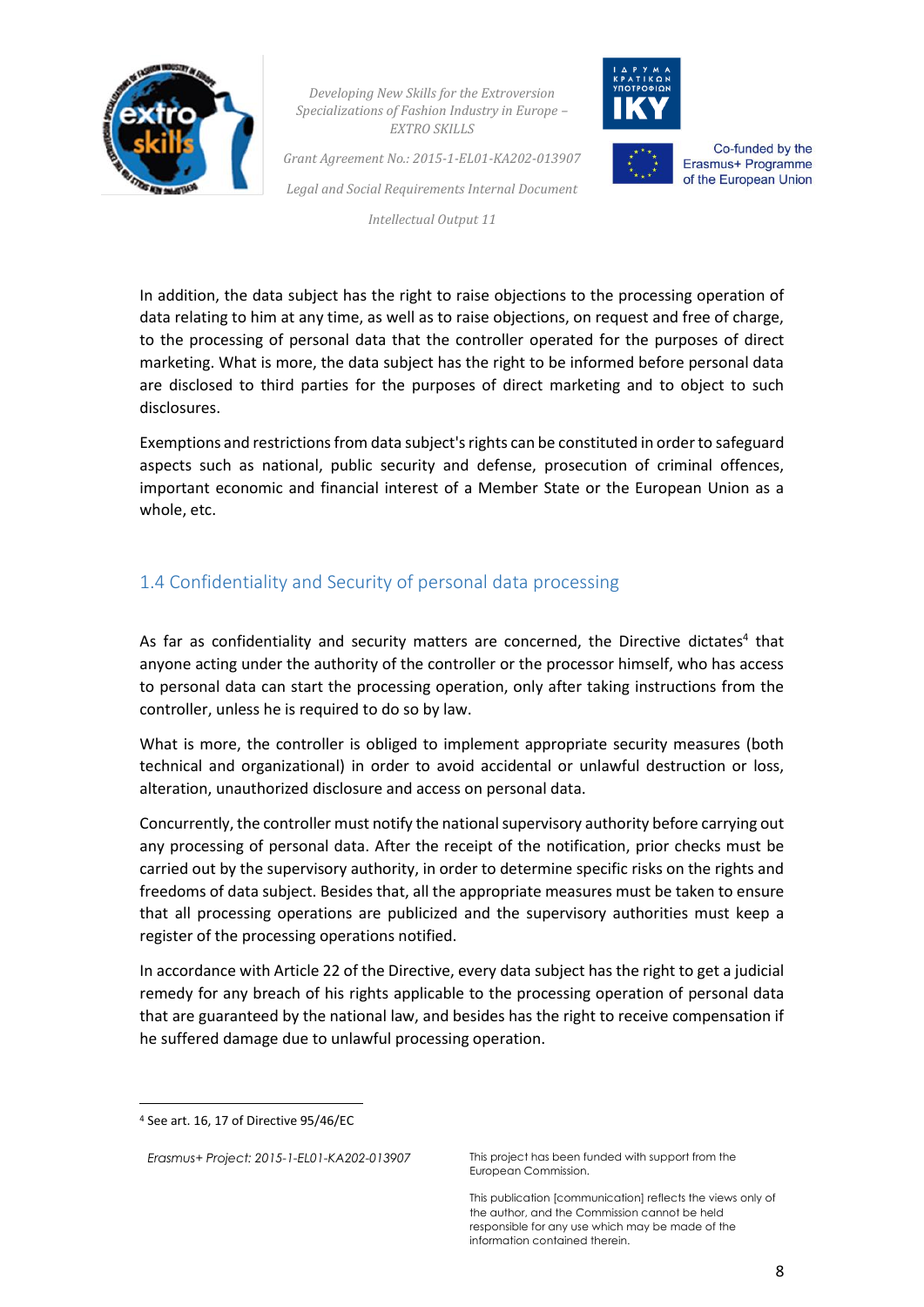In addition, the data subject has the right to raise objections to the processing operation of data relating to him at any time, as well as to raise objections, on request and free of charge, to the processing of personal data that the controller operated for the purposes of direct marketing. What is more, the data subject has the right to be informed before personal data are disclosed to third parties for the purposes of direct marketing and to object to such disclosures.

Exemptions and restrictions from data subject's rights can be constituted in order to safeguard aspects such as national, public security and defense, prosecution of criminal offences, important economic and financial interest of a Member State or the European Union as a whole, etc.

## 1.4 Confidentiality and Security of personal data processing

As far as confidentiality and security matters are concerned, the Directive dictates[4] that anyone acting under the authority of the controller or the processor himself, who has access to personal data can start the processing operation, only after taking instructions from the controller, unless he is required to do so by law.

What is more, the controller is obliged to implement appropriate security measures (both technical and organizational) in order to avoid accidental or unlawful destruction or loss, alteration, unauthorized disclosure and access on personal data.

Concurrently, the controller must notify the national supervisory authority before carrying out any processing of personal data. After the receipt of the notification, prior checks must be carried out by the supervisory authority, in order to determine specific risks on the rights and freedoms of data subject. Besides that, all the appropriate measures must be taken to ensure that all processing operations are publicized and the supervisory authorities must keep a register of the processing operations notified.

In accordance with Article 22 of the Directive, every data subject has the right to get a judicial remedy for any breach of his rights applicable to the processing operation of personal data that are guaranteed by the national law, and besides has the right to receive compensation if he suffered damage due to unlawful processing operation.

---

[4] See art. 16, 17 of Directive 95/46/EC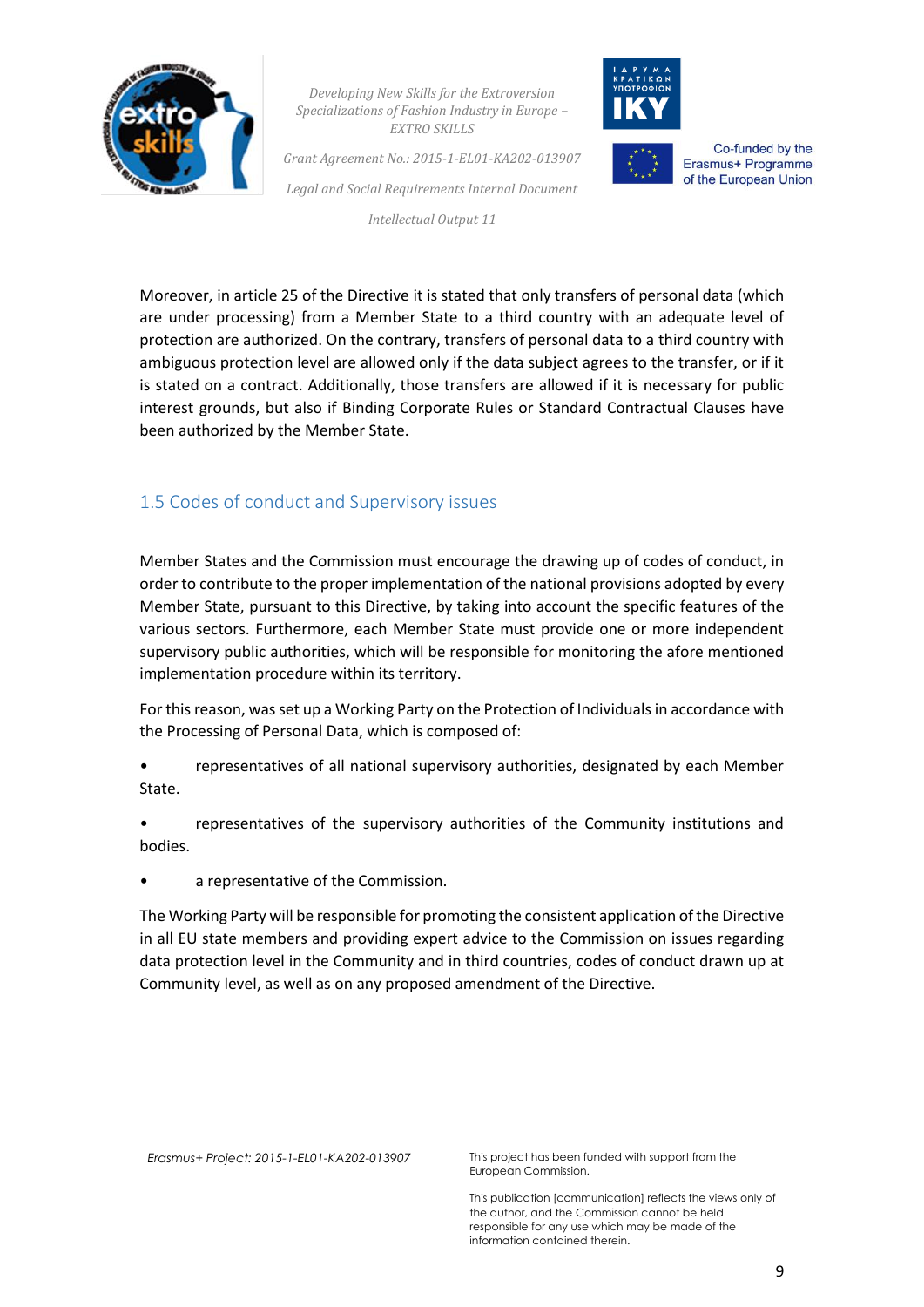Moreover, in article 25 of the Directive it is stated that only transfers of personal data (which are under processing) from a Member State to a third country with an adequate level of protection are authorized. On the contrary, transfers of personal data to a third country with ambiguous protection level are allowed only if the data subject agrees to the transfer, or if it is stated on a contract. Additionally, those transfers are allowed if it is necessary for public interest grounds, but also if Binding Corporate Rules or Standard Contractual Clauses have been authorized by the Member State.

## 1.5 Codes of conduct and Supervisory issues

Member States and the Commission must encourage the drawing up of codes of conduct, in order to contribute to the proper implementation of the national provisions adopted by every Member State, pursuant to this Directive, by taking into account the specific features of the various sectors. Furthermore, each Member State must provide one or more independent supervisory public authorities, which will be responsible for monitoring the afore mentioned implementation procedure within its territory.

For this reason, was set up a Working Party on the Protection of Individuals in accordance with the Processing of Personal Data, which is composed of:

- representatives of all national supervisory authorities, designated by each Member State.
- representatives of the supervisory authorities of the Community institutions and bodies.
- a representative of the Commission.

The Working Party will be responsible for promoting the consistent application of the Directive in all EU state members and providing expert advice to the Commission on issues regarding data protection level in the Community and in third countries, codes of conduct drawn up at Community level, as well as on any proposed amendment of the Directive.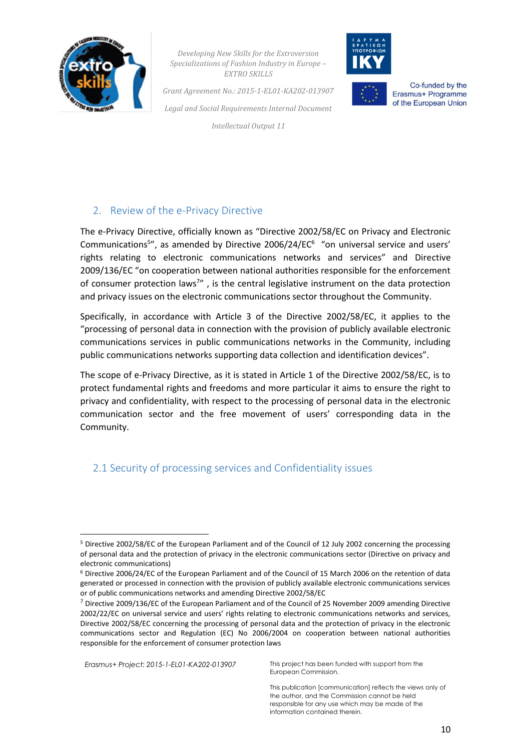## 2. Review of the e-Privacy Directive

The e-Privacy Directive, officially known as "Directive 2002/58/EC on Privacy and Electronic Communications[5]", as amended by Directive 2006/24/EC[6] "on universal service and users' rights relating to electronic communications networks and services" and Directive 2009/136/EC "on cooperation between national authorities responsible for the enforcement of consumer protection laws[7]" , is the central legislative instrument on the data protection and privacy issues on the electronic communications sector throughout the Community.

Specifically, in accordance with Article 3 of the Directive 2002/58/EC, it applies to the "processing of personal data in connection with the provision of publicly available electronic communications services in public communications networks in the Community, including public communications networks supporting data collection and identification devices".

The scope of e-Privacy Directive, as it is stated in Article 1 of the Directive 2002/58/EC, is to protect fundamental rights and freedoms and more particular it aims to ensure the right to privacy and confidentiality, with respect to the processing of personal data in the electronic communication sector and the free movement of users' corresponding data in the Community.

### 2.1 Security of processing services and Confidentiality issues

---

[5] Directive 2002/58/EC of the European Parliament and of the Council of 12 July 2002 concerning the processing of personal data and the protection of privacy in the electronic communications sector (Directive on privacy and electronic communications)

[6] Directive 2006/24/EC of the European Parliament and of the Council of 15 March 2006 on the retention of data generated or processed in connection with the provision of publicly available electronic communications services or of public communications networks and amending Directive 2002/58/EC

[7] Directive 2009/136/EC of the European Parliament and of the Council of 25 November 2009 amending Directive 2002/22/EC on universal service and users' rights relating to electronic communications networks and services, Directive 2002/58/EC concerning the processing of personal data and the protection of privacy in the electronic communications sector and Regulation (EC) No 2006/2004 on cooperation between national authorities responsible for the enforcement of consumer protection laws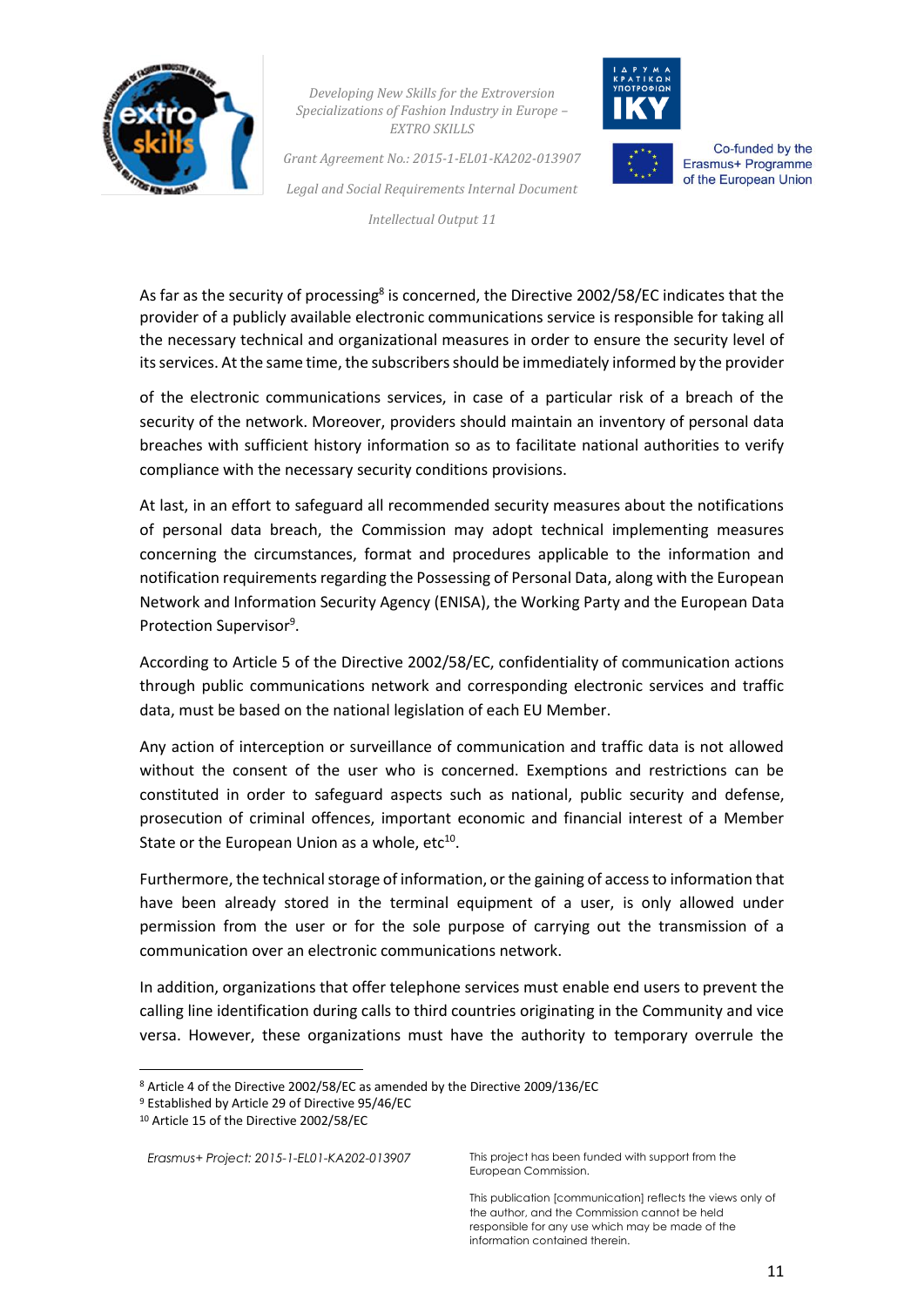As far as the security of processing[8] is concerned, the Directive 2002/58/EC indicates that the provider of a publicly available electronic communications service is responsible for taking all the necessary technical and organizational measures in order to ensure the security level of its services. At the same time, the subscribers should be immediately informed by the provider of the electronic communications services, in case of a particular risk of a breach of the security of the network. Moreover, providers should maintain an inventory of personal data breaches with sufficient history information so as to facilitate national authorities to verify compliance with the necessary security conditions provisions.

At last, in an effort to safeguard all recommended security measures about the notifications of personal data breach, the Commission may adopt technical implementing measures concerning the circumstances, format and procedures applicable to the information and notification requirements regarding the Possessing of Personal Data, along with the European Network and Information Security Agency (ENISA), the Working Party and the European Data Protection Supervisor[9].

According to Article 5 of the Directive 2002/58/EC, confidentiality of communication actions through public communications network and corresponding electronic services and traffic data, must be based on the national legislation of each EU Member.

Any action of interception or surveillance of communication and traffic data is not allowed without the consent of the user who is concerned. Exemptions and restrictions can be constituted in order to safeguard aspects such as national, public security and defense, prosecution of criminal offences, important economic and financial interest of a Member State or the European Union as a whole, etc[10].

Furthermore, the technical storage of information, or the gaining of access to information that have been already stored in the terminal equipment of a user, is only allowed under permission from the user or for the sole purpose of carrying out the transmission of a communication over an electronic communications network.

In addition, organizations that offer telephone services must enable end users to prevent the calling line identification during calls to third countries originating in the Community and vice versa. However, these organizations must have the authority to temporary overrule the

---

[8] Article 4 of the Directive 2002/58/EC as amended by the Directive 2009/136/EC

[9] Established by Article 29 of Directive 95/46/EC

[10] Article 15 of the Directive 2002/58/EC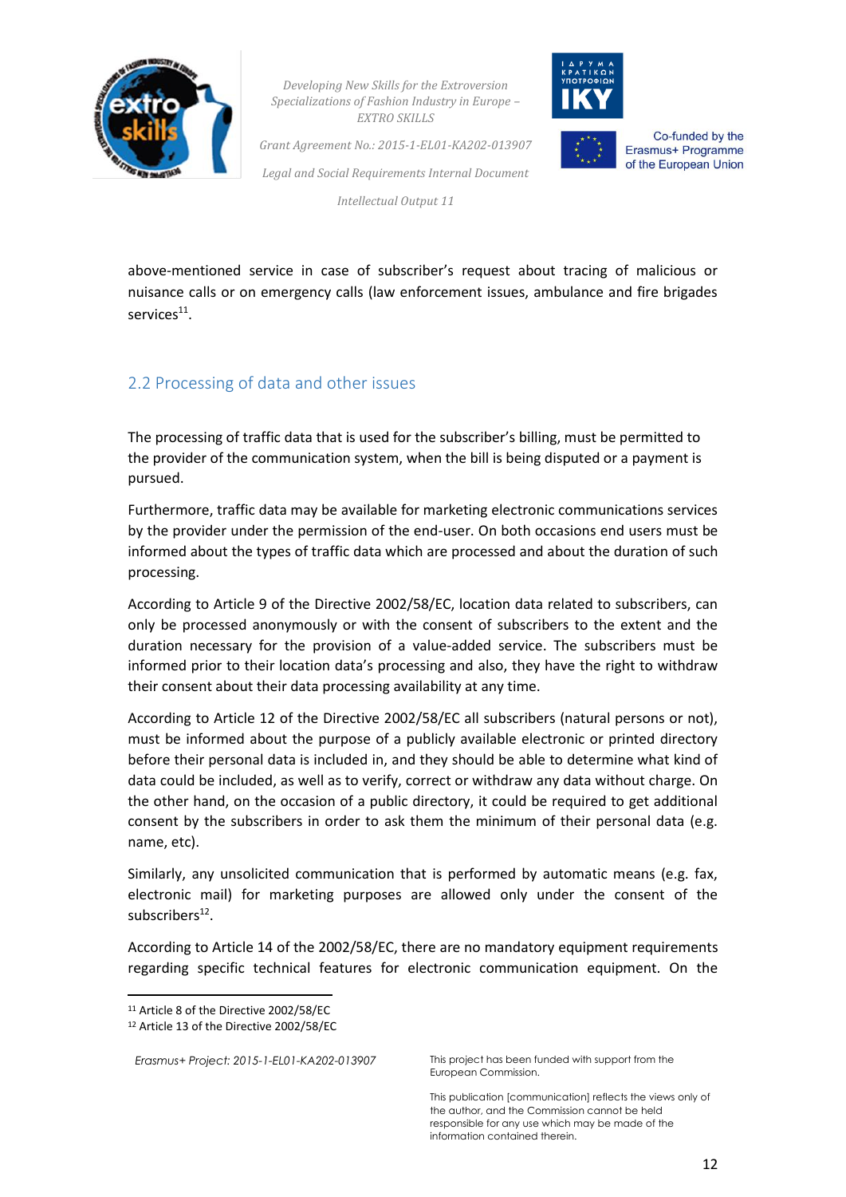above-mentioned service in case of subscriber's request about tracing of malicious or nuisance calls or on emergency calls (law enforcement issues, ambulance and fire brigades services[11].

## 2.2 Processing of data and other issues

The processing of traffic data that is used for the subscriber's billing, must be permitted to the provider of the communication system, when the bill is being disputed or a payment is pursued.

Furthermore, traffic data may be available for marketing electronic communications services by the provider under the permission of the end-user. On both occasions end users must be informed about the types of traffic data which are processed and about the duration of such processing.

According to Article 9 of the Directive 2002/58/EC, location data related to subscribers, can only be processed anonymously or with the consent of subscribers to the extent and the duration necessary for the provision of a value-added service. The subscribers must be informed prior to their location data's processing and also, they have the right to withdraw their consent about their data processing availability at any time.

According to Article 12 of the Directive 2002/58/EC all subscribers (natural persons or not), must be informed about the purpose of a publicly available electronic or printed directory before their personal data is included in, and they should be able to determine what kind of data could be included, as well as to verify, correct or withdraw any data without charge. On the other hand, on the occasion of a public directory, it could be required to get additional consent by the subscribers in order to ask them the minimum of their personal data (e.g. name, etc).

Similarly, any unsolicited communication that is performed by automatic means (e.g. fax, electronic mail) for marketing purposes are allowed only under the consent of the subscribers[12].

According to Article 14 of the 2002/58/EC, there are no mandatory equipment requirements regarding specific technical features for electronic communication equipment. On the

[11] Article 8 of the Directive 2002/58/EC

[12] Article 13 of the Directive 2002/58/EC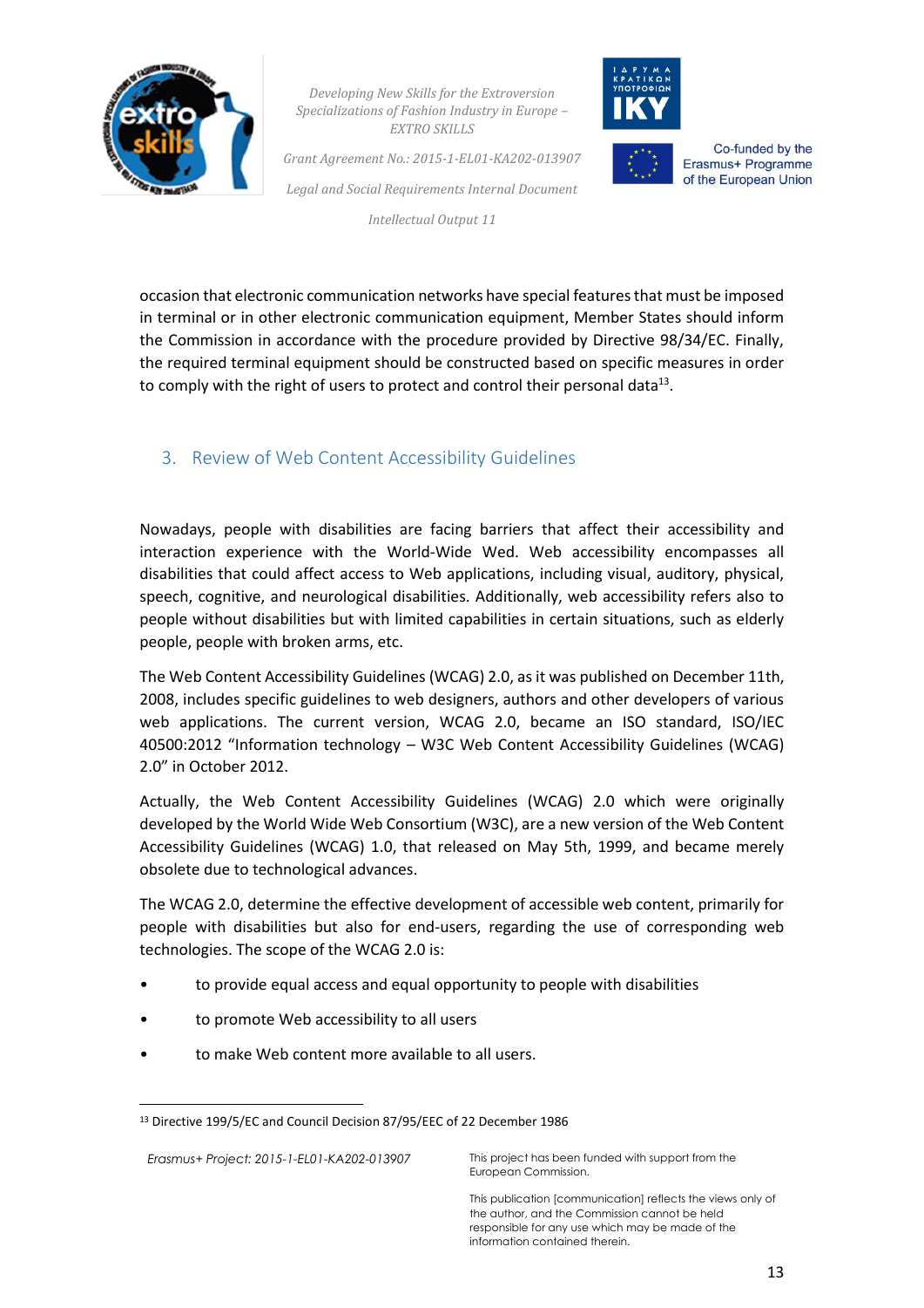occasion that electronic communication networks have special features that must be imposed in terminal or in other electronic communication equipment, Member States should inform the Commission in accordance with the procedure provided by Directive 98/34/EC. Finally, the required terminal equipment should be constructed based on specific measures in order to comply with the right of users to protect and control their personal data[13].

## 3. Review of Web Content Accessibility Guidelines

Nowadays, people with disabilities are facing barriers that affect their accessibility and interaction experience with the World-Wide Wed. Web accessibility encompasses all disabilities that could affect access to Web applications, including visual, auditory, physical, speech, cognitive, and neurological disabilities. Additionally, web accessibility refers also to people without disabilities but with limited capabilities in certain situations, such as elderly people, people with broken arms, etc.

The Web Content Accessibility Guidelines (WCAG) 2.0, as it was published on December 11th, 2008, includes specific guidelines to web designers, authors and other developers of various web applications. The current version, WCAG 2.0, became an ISO standard, ISO/IEC 40500:2012 "Information technology – W3C Web Content Accessibility Guidelines (WCAG) 2.0" in October 2012.

Actually, the Web Content Accessibility Guidelines (WCAG) 2.0 which were originally developed by the World Wide Web Consortium (W3C), are a new version of the Web Content Accessibility Guidelines (WCAG) 1.0, that released on May 5th, 1999, and became merely obsolete due to technological advances.

The WCAG 2.0, determine the effective development of accessible web content, primarily for people with disabilities but also for end-users, regarding the use of corresponding web technologies. The scope of the WCAG 2.0 is:

- to provide equal access and equal opportunity to people with disabilities
- to promote Web accessibility to all users
- to make Web content more available to all users.

[13] Directive 199/5/EC and Council Decision 87/95/EEC of 22 December 1986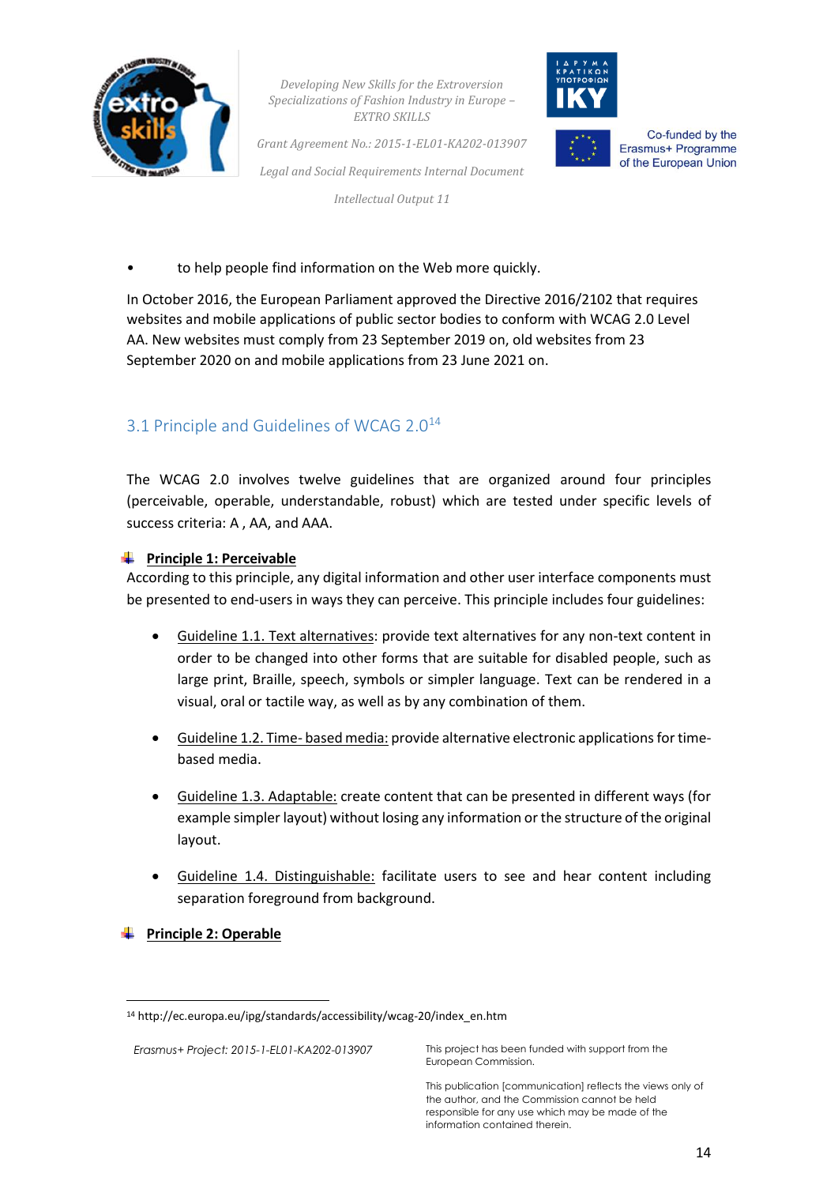- to help people find information on the Web more quickly.

In October 2016, the European Parliament approved the Directive 2016/2102 that requires websites and mobile applications of public sector bodies to conform with WCAG 2.0 Level AA. New websites must comply from 23 September 2019 on, old websites from 23 September 2020 on and mobile applications from 23 June 2021 on.

## 3.1 Principle and Guidelines of WCAG 2.0[14]

The WCAG 2.0 involves twelve guidelines that are organized around four principles (perceivable, operable, understandable, robust) which are tested under specific levels of success criteria: A , AA, and AAA.

**Principle 1: Perceivable**

According to this principle, any digital information and other user interface components must be presented to end-users in ways they can perceive. This principle includes four guidelines:

- Guideline 1.1. Text alternatives: provide text alternatives for any non-text content in order to be changed into other forms that are suitable for disabled people, such as large print, Braille, speech, symbols or simpler language. Text can be rendered in a visual, oral or tactile way, as well as by any combination of them.
- Guideline 1.2. Time- based media: provide alternative electronic applications for time-based media.
- Guideline 1.3. Adaptable: create content that can be presented in different ways (for example simpler layout) without losing any information or the structure of the original layout.
- Guideline 1.4. Distinguishable: facilitate users to see and hear content including separation foreground from background.

**Principle 2: Operable**

[14] http://ec.europa.eu/ipg/standards/accessibility/wcag-20/index_en.htm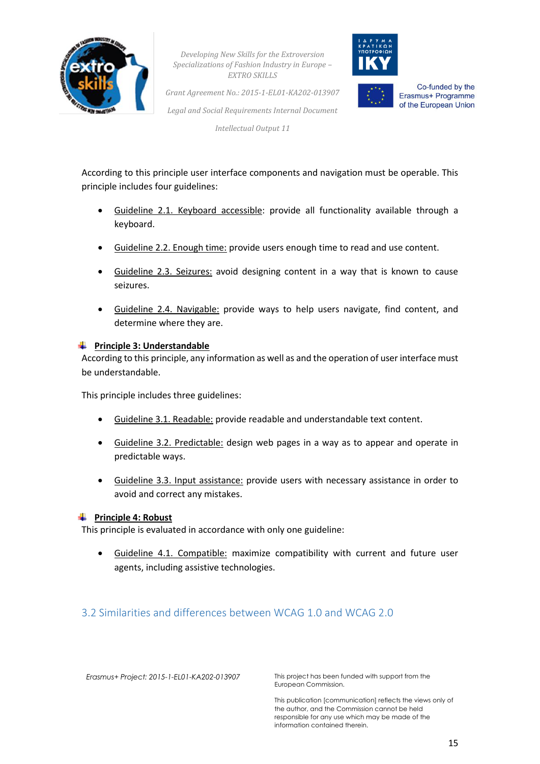According to this principle user interface components and navigation must be operable. This principle includes four guidelines:

- Guideline 2.1. Keyboard accessible: provide all functionality available through a keyboard.
- Guideline 2.2. Enough time: provide users enough time to read and use content.
- Guideline 2.3. Seizures: avoid designing content in a way that is known to cause seizures.
- Guideline 2.4. Navigable: provide ways to help users navigate, find content, and determine where they are.

**Principle 3: Understandable**

According to this principle, any information as well as and the operation of user interface must be understandable.

This principle includes three guidelines:

- Guideline 3.1. Readable: provide readable and understandable text content.
- Guideline 3.2. Predictable: design web pages in a way as to appear and operate in predictable ways.
- Guideline 3.3. Input assistance: provide users with necessary assistance in order to avoid and correct any mistakes.

**Principle 4: Robust**

This principle is evaluated in accordance with only one guideline:

- Guideline 4.1. Compatible: maximize compatibility with current and future user agents, including assistive technologies.

## 3.2 Similarities and differences between WCAG 1.0 and WCAG 2.0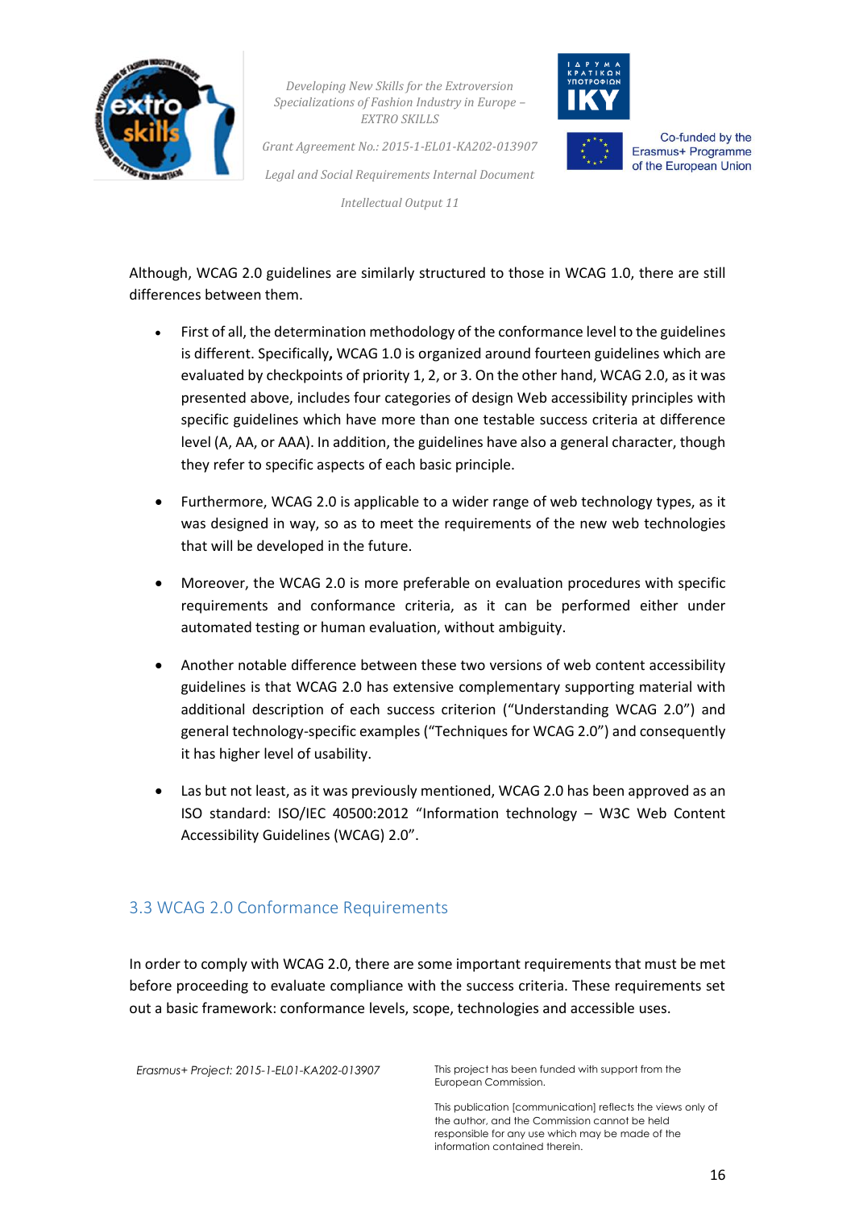Although, WCAG 2.0 guidelines are similarly structured to those in WCAG 1.0, there are still differences between them.

- First of all, the determination methodology of the conformance level to the guidelines is different. Specifically**,** WCAG 1.0 is organized around fourteen guidelines which are evaluated by checkpoints of priority 1, 2, or 3. On the other hand, WCAG 2.0, as it was presented above, includes four categories of design Web accessibility principles with specific guidelines which have more than one testable success criteria at difference level (A, AA, or AAA). In addition, the guidelines have also a general character, though they refer to specific aspects of each basic principle.

- Furthermore, WCAG 2.0 is applicable to a wider range of web technology types, as it was designed in way, so as to meet the requirements of the new web technologies that will be developed in the future.

- Moreover, the WCAG 2.0 is more preferable on evaluation procedures with specific requirements and conformance criteria, as it can be performed either under automated testing or human evaluation, without ambiguity.

- Another notable difference between these two versions of web content accessibility guidelines is that WCAG 2.0 has extensive complementary supporting material with additional description of each success criterion ("Understanding WCAG 2.0") and general technology-specific examples ("Techniques for WCAG 2.0") and consequently it has higher level of usability.

- Las but not least, as it was previously mentioned, WCAG 2.0 has been approved as an ISO standard: ISO/IEC 40500:2012 "Information technology – W3C Web Content Accessibility Guidelines (WCAG) 2.0".

## 3.3 WCAG 2.0 Conformance Requirements

In order to comply with WCAG 2.0, there are some important requirements that must be met before proceeding to evaluate compliance with the success criteria. These requirements set out a basic framework: conformance levels, scope, technologies and accessible uses.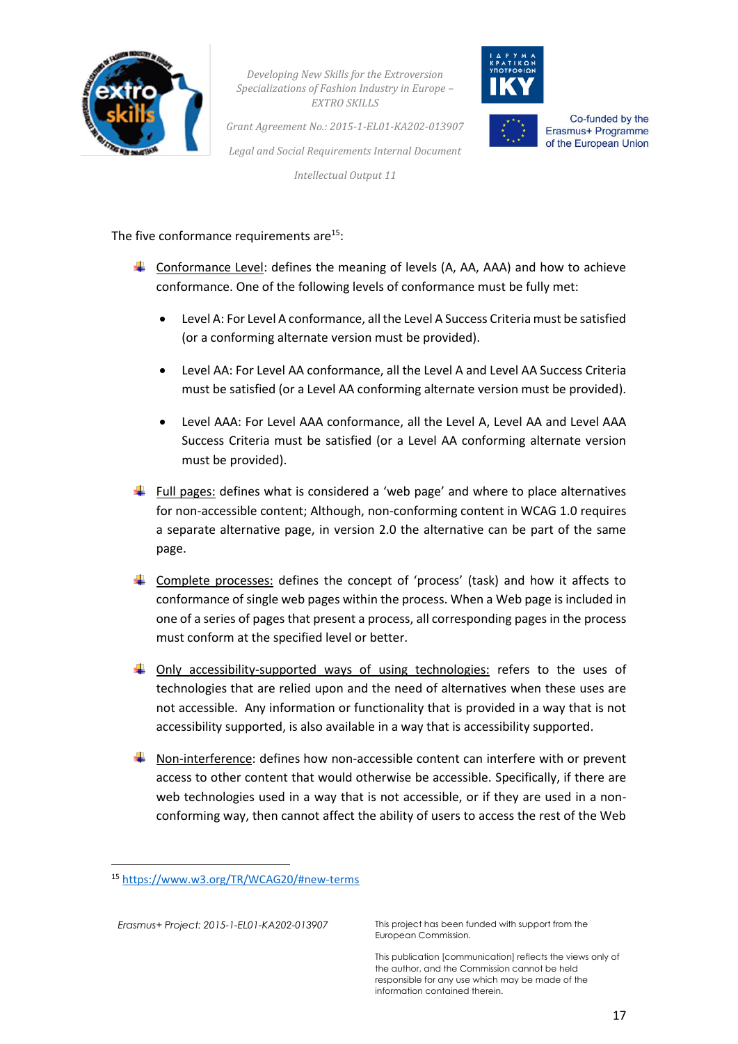The five conformance requirements are[15]:

- Conformance Level: defines the meaning of levels (A, AA, AAA) and how to achieve conformance. One of the following levels of conformance must be fully met:
    - Level A: For Level A conformance, all the Level A Success Criteria must be satisfied (or a conforming alternate version must be provided).
    - Level AA: For Level AA conformance, all the Level A and Level AA Success Criteria must be satisfied (or a Level AA conforming alternate version must be provided).
    - Level AAA: For Level AAA conformance, all the Level A, Level AA and Level AAA Success Criteria must be satisfied (or a Level AA conforming alternate version must be provided).
- Full pages: defines what is considered a 'web page' and where to place alternatives for non-accessible content; Although, non-conforming content in WCAG 1.0 requires a separate alternative page, in version 2.0 the alternative can be part of the same page.
- Complete processes: defines the concept of 'process' (task) and how it affects to conformance of single web pages within the process. When a Web page is included in one of a series of pages that present a process, all corresponding pages in the process must conform at the specified level or better.
- Only accessibility-supported ways of using technologies: refers to the uses of technologies that are relied upon and the need of alternatives when these uses are not accessible. Any information or functionality that is provided in a way that is not accessibility supported, is also available in a way that is accessibility supported.
- Non-interference: defines how non-accessible content can interfere with or prevent access to other content that would otherwise be accessible. Specifically, if there are web technologies used in a way that is not accessible, or if they are used in a non-conforming way, then cannot affect the ability of users to access the rest of the Web

[15] https://www.w3.org/TR/WCAG20/#new-terms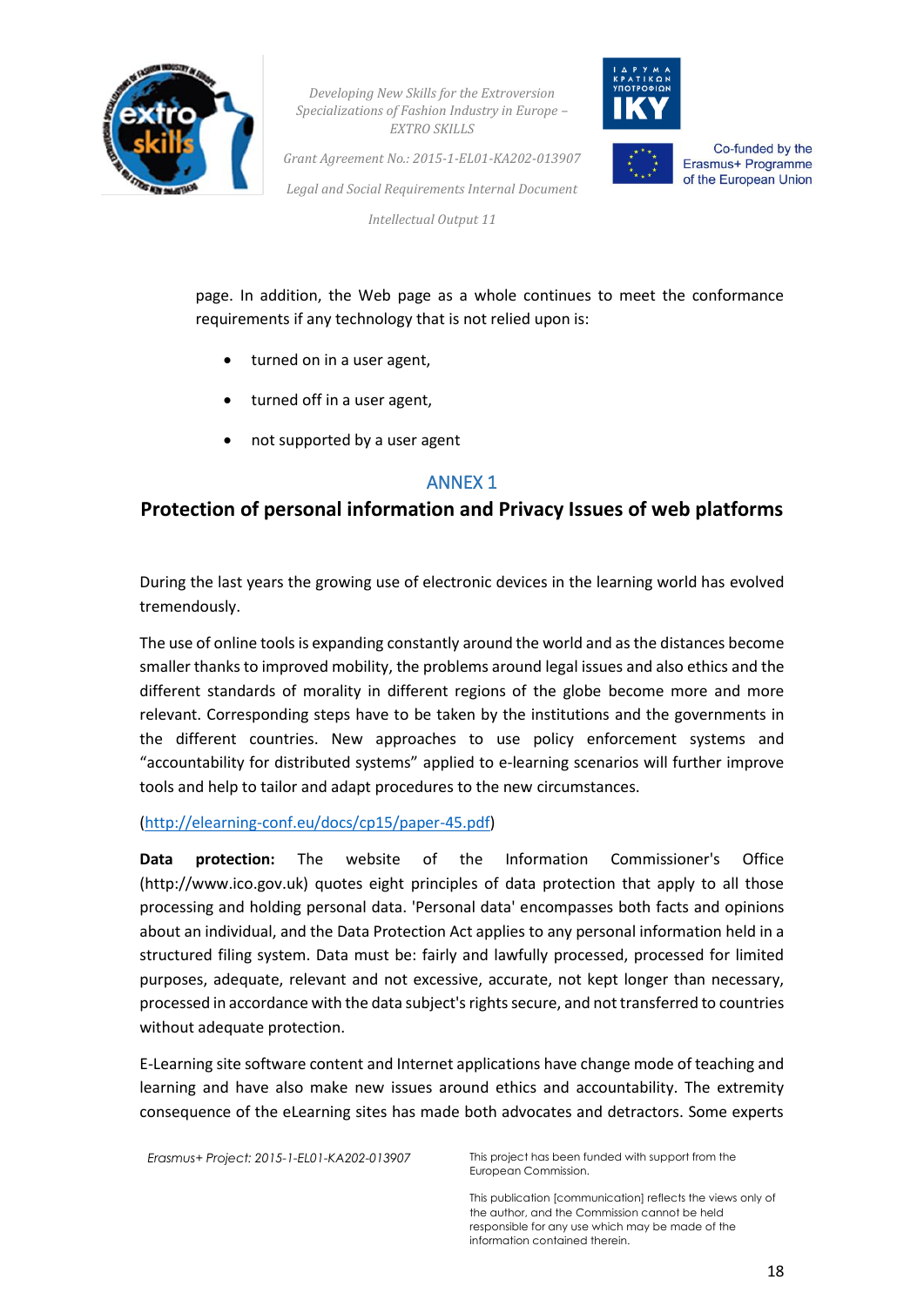page. In addition, the Web page as a whole continues to meet the conformance requirements if any technology that is not relied upon is:

- turned on in a user agent,
- turned off in a user agent,
- not supported by a user agent

## ANNEX 1

## Protection of personal information and Privacy Issues of web platforms

During the last years the growing use of electronic devices in the learning world has evolved tremendously.

The use of online tools is expanding constantly around the world and as the distances become smaller thanks to improved mobility, the problems around legal issues and also ethics and the different standards of morality in different regions of the globe become more and more relevant. Corresponding steps have to be taken by the institutions and the governments in the different countries. New approaches to use policy enforcement systems and "accountability for distributed systems" applied to e-learning scenarios will further improve tools and help to tailor and adapt procedures to the new circumstances.

(http://elearning-conf.eu/docs/cp15/paper-45.pdf)

**Data protection:** The website of the Information Commissioner's Office (http://www.ico.gov.uk) quotes eight principles of data protection that apply to all those processing and holding personal data. 'Personal data' encompasses both facts and opinions about an individual, and the Data Protection Act applies to any personal information held in a structured filing system. Data must be: fairly and lawfully processed, processed for limited purposes, adequate, relevant and not excessive, accurate, not kept longer than necessary, processed in accordance with the data subject's rights secure, and not transferred to countries without adequate protection.

E-Learning site software content and Internet applications have change mode of teaching and learning and have also make new issues around ethics and accountability. The extremity consequence of the eLearning sites has made both advocates and detractors. Some experts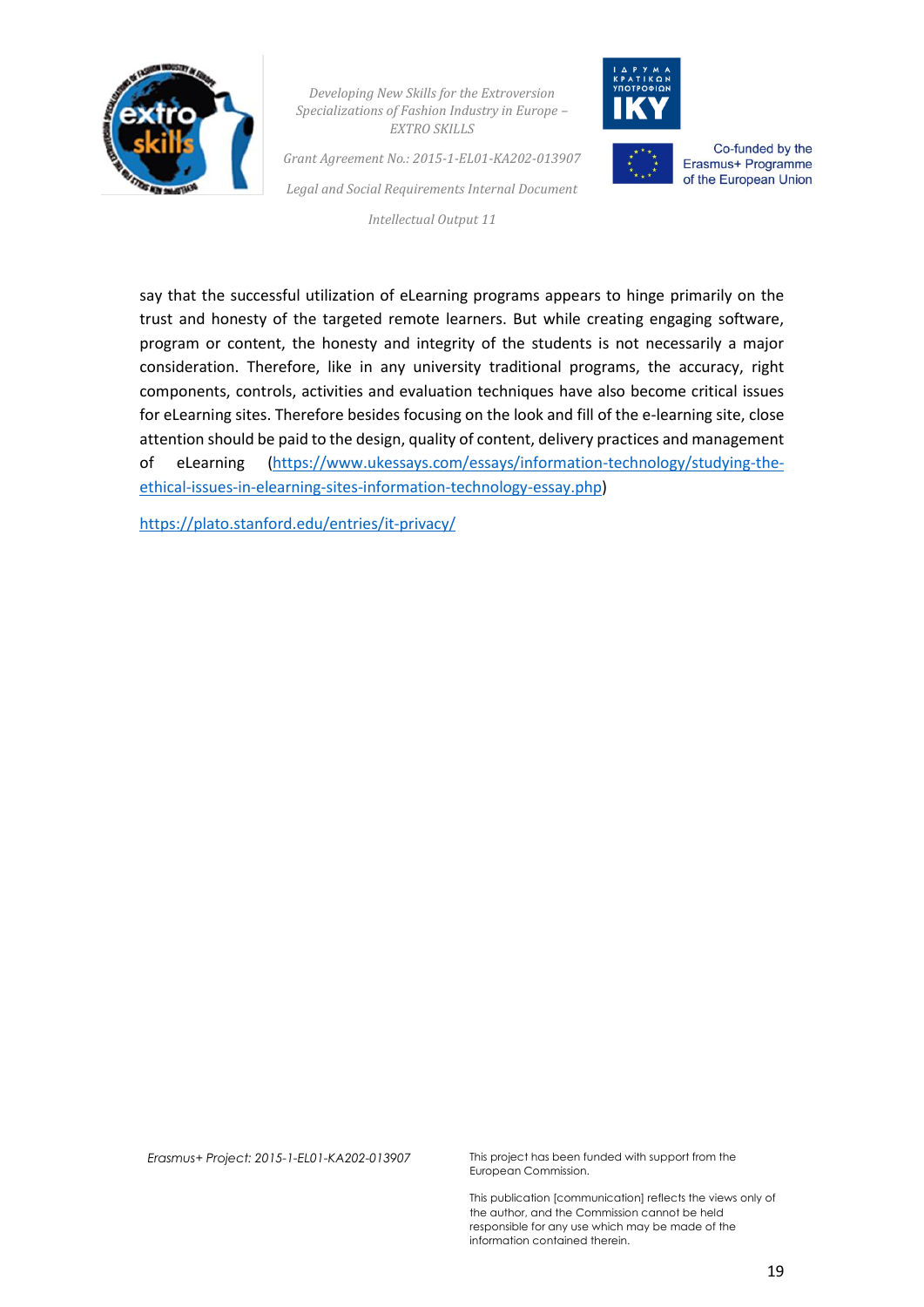say that the successful utilization of eLearning programs appears to hinge primarily on the trust and honesty of the targeted remote learners. But while creating engaging software, program or content, the honesty and integrity of the students is not necessarily a major consideration. Therefore, like in any university traditional programs, the accuracy, right components, controls, activities and evaluation techniques have also become critical issues for eLearning sites. Therefore besides focusing on the look and fill of the e-learning site, close attention should be paid to the design, quality of content, delivery practices and management of eLearning (https://www.ukessays.com/essays/information-technology/studying-the-ethical-issues-in-elearning-sites-information-technology-essay.php)

https://plato.stanford.edu/entries/it-privacy/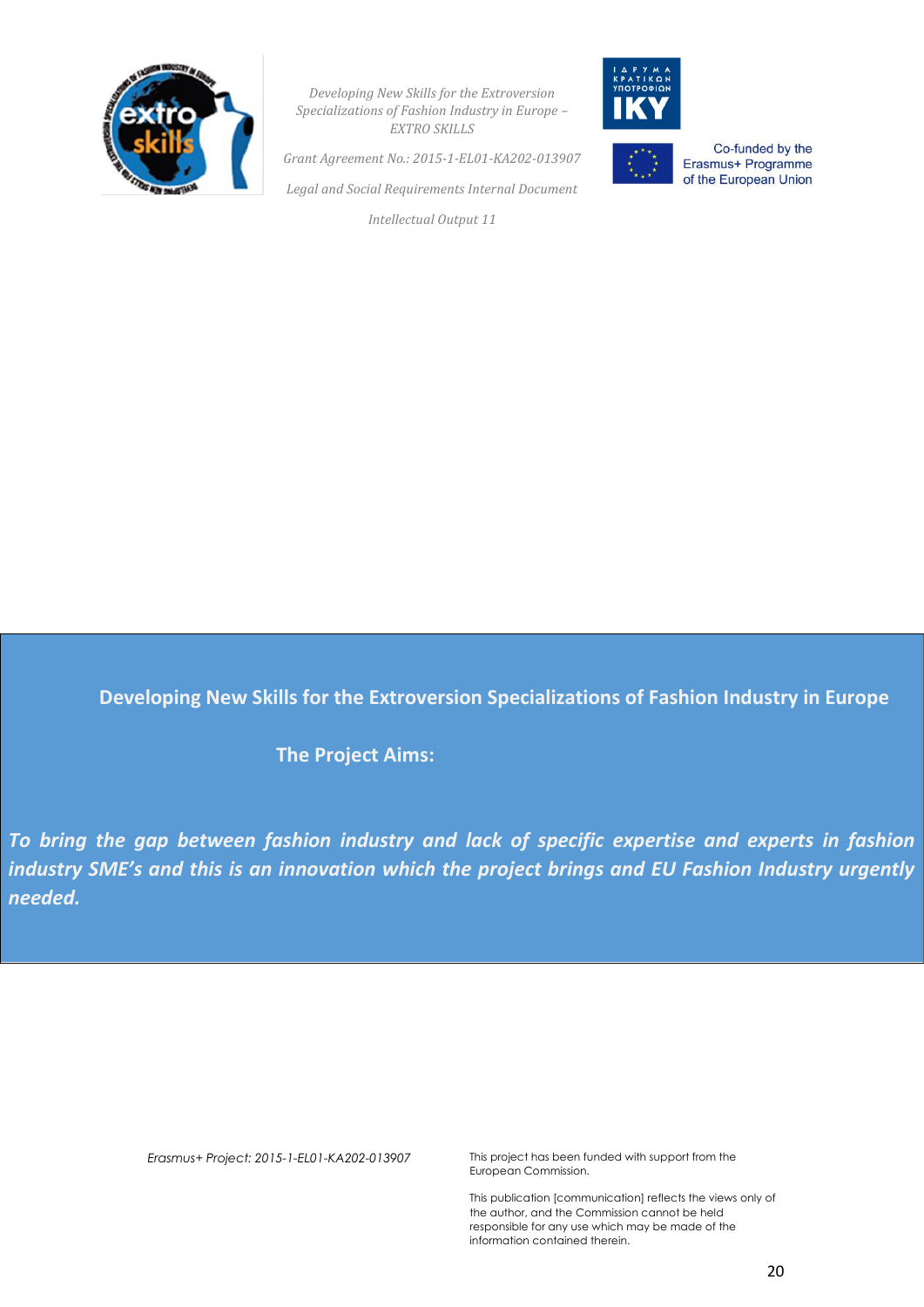Developing New Skills for the Extroversion Specializations of Fashion Industry in Europe – EXTRO SKILLS

Grant Agreement No.: 2015-1-EL01-KA202-013907

Legal and Social Requirements Internal Document

Intellectual Output 11

Co-funded by the Erasmus+ Programme of the European Union

**Developing New Skills for the Extroversion Specializations of Fashion Industry in Europe**

**The Project Aims:**

***To bring the gap between fashion industry and lack of specific expertise and experts in fashion industry SME's and this is an innovation which the project brings and EU Fashion Industry urgently needed.***

*Erasmus+ Project: 2015-1-EL01-KA202-013907*

This project has been funded with support from the European Commission.

This publication [communication] reflects the views only of the author, and the Commission cannot be held responsible for any use which may be made of the information contained therein.